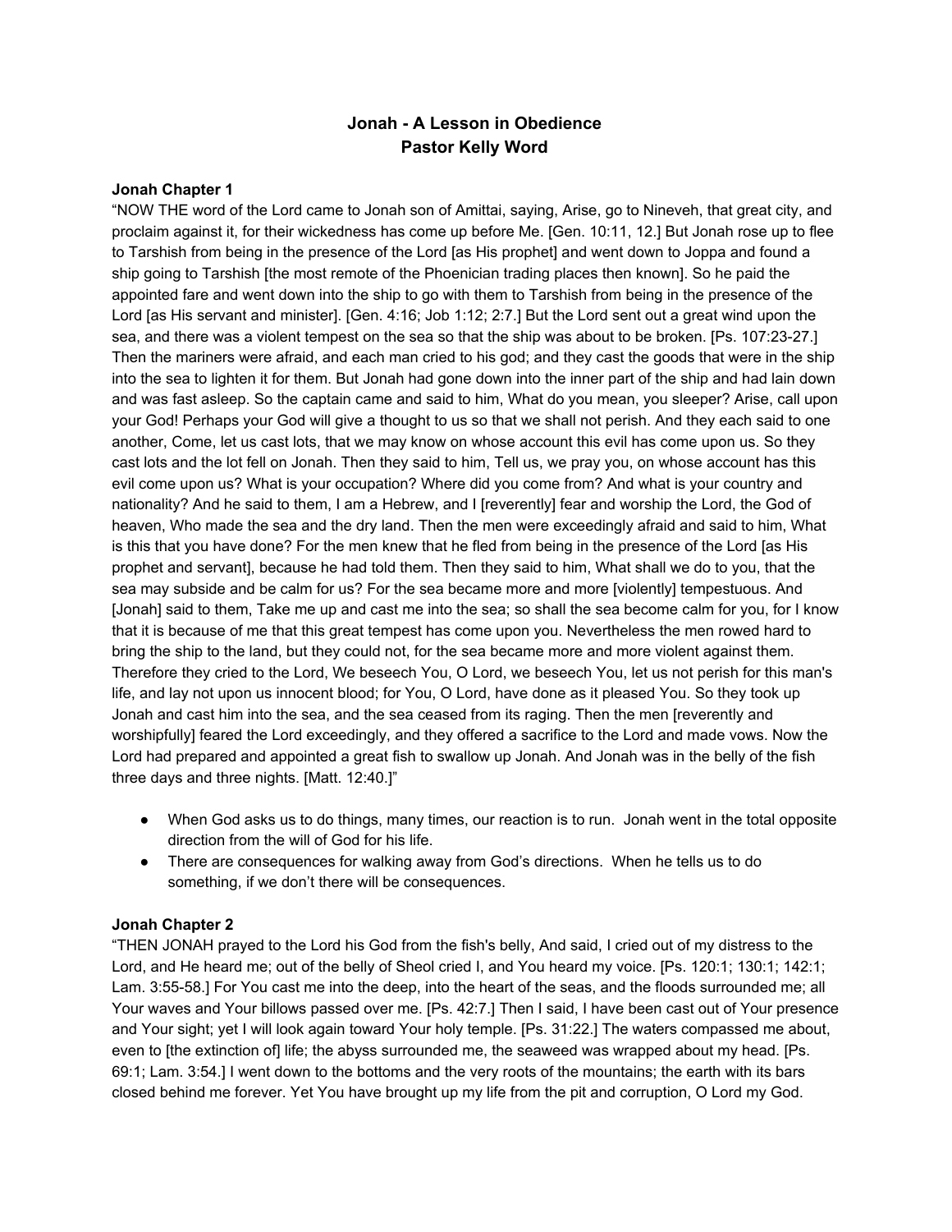# Jonah - A Lesson in Obedience
## Pastor Kelly Word

### Jonah Chapter 1

"NOW THE word of the Lord came to Jonah son of Amittai, saying, Arise, go to Nineveh, that great city, and proclaim against it, for their wickedness has come up before Me. [Gen. 10:11, 12.] But Jonah rose up to flee to Tarshish from being in the presence of the Lord [as His prophet] and went down to Joppa and found a ship going to Tarshish [the most remote of the Phoenician trading places then known]. So he paid the appointed fare and went down into the ship to go with them to Tarshish from being in the presence of the Lord [as His servant and minister]. [Gen. 4:16; Job 1:12; 2:7.] But the Lord sent out a great wind upon the sea, and there was a violent tempest on the sea so that the ship was about to be broken. [Ps. 107:23-27.] Then the mariners were afraid, and each man cried to his god; and they cast the goods that were in the ship into the sea to lighten it for them. But Jonah had gone down into the inner part of the ship and had lain down and was fast asleep. So the captain came and said to him, What do you mean, you sleeper? Arise, call upon your God! Perhaps your God will give a thought to us so that we shall not perish. And they each said to one another, Come, let us cast lots, that we may know on whose account this evil has come upon us. So they cast lots and the lot fell on Jonah. Then they said to him, Tell us, we pray you, on whose account has this evil come upon us? What is your occupation? Where did you come from? And what is your country and nationality? And he said to them, I am a Hebrew, and I [reverently] fear and worship the Lord, the God of heaven, Who made the sea and the dry land. Then the men were exceedingly afraid and said to him, What is this that you have done? For the men knew that he fled from being in the presence of the Lord [as His prophet and servant], because he had told them. Then they said to him, What shall we do to you, that the sea may subside and be calm for us? For the sea became more and more [violently] tempestuous. And [Jonah] said to them, Take me up and cast me into the sea; so shall the sea become calm for you, for I know that it is because of me that this great tempest has come upon you. Nevertheless the men rowed hard to bring the ship to the land, but they could not, for the sea became more and more violent against them. Therefore they cried to the Lord, We beseech You, O Lord, we beseech You, let us not perish for this man's life, and lay not upon us innocent blood; for You, O Lord, have done as it pleased You. So they took up Jonah and cast him into the sea, and the sea ceased from its raging. Then the men [reverently and worshipfully] feared the Lord exceedingly, and they offered a sacrifice to the Lord and made vows. Now the Lord had prepared and appointed a great fish to swallow up Jonah. And Jonah was in the belly of the fish three days and three nights. [Matt. 12:40.]"

- When God asks us to do things, many times, our reaction is to run. Jonah went in the total opposite direction from the will of God for his life.
- There are consequences for walking away from God's directions. When he tells us to do something, if we don't there will be consequences.

### Jonah Chapter 2

"THEN JONAH prayed to the Lord his God from the fish's belly, And said, I cried out of my distress to the Lord, and He heard me; out of the belly of Sheol cried I, and You heard my voice. [Ps. 120:1; 130:1; 142:1; Lam. 3:55-58.] For You cast me into the deep, into the heart of the seas, and the floods surrounded me; all Your waves and Your billows passed over me. [Ps. 42:7.] Then I said, I have been cast out of Your presence and Your sight; yet I will look again toward Your holy temple. [Ps. 31:22.] The waters compassed me about, even to [the extinction of] life; the abyss surrounded me, the seaweed was wrapped about my head. [Ps. 69:1; Lam. 3:54.] I went down to the bottoms and the very roots of the mountains; the earth with its bars closed behind me forever. Yet You have brought up my life from the pit and corruption, O Lord my God.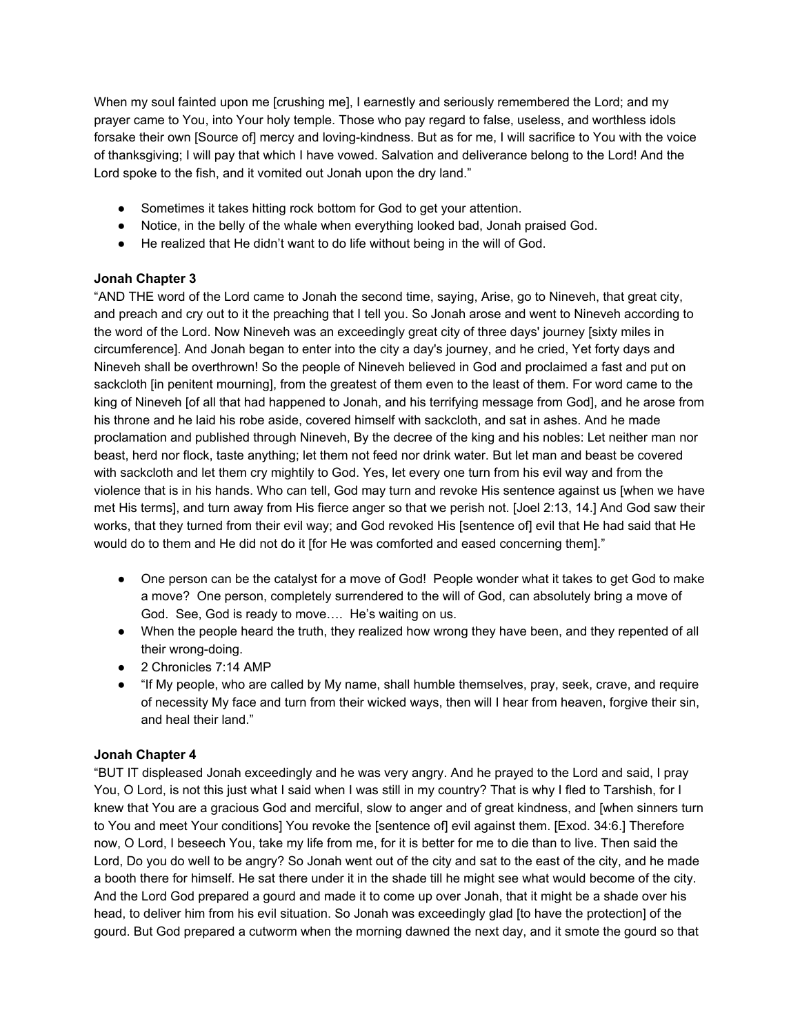When my soul fainted upon me [crushing me], I earnestly and seriously remembered the Lord; and my prayer came to You, into Your holy temple. Those who pay regard to false, useless, and worthless idols forsake their own [Source of] mercy and loving-kindness. But as for me, I will sacrifice to You with the voice of thanksgiving; I will pay that which I have vowed. Salvation and deliverance belong to the Lord! And the Lord spoke to the fish, and it vomited out Jonah upon the dry land."

- Sometimes it takes hitting rock bottom for God to get your attention.
- Notice, in the belly of the whale when everything looked bad, Jonah praised God.
- He realized that He didn't want to do life without being in the will of God.

**Jonah Chapter 3**

"AND THE word of the Lord came to Jonah the second time, saying, Arise, go to Nineveh, that great city, and preach and cry out to it the preaching that I tell you. So Jonah arose and went to Nineveh according to the word of the Lord. Now Nineveh was an exceedingly great city of three days' journey [sixty miles in circumference]. And Jonah began to enter into the city a day's journey, and he cried, Yet forty days and Nineveh shall be overthrown! So the people of Nineveh believed in God and proclaimed a fast and put on sackcloth [in penitent mourning], from the greatest of them even to the least of them. For word came to the king of Nineveh [of all that had happened to Jonah, and his terrifying message from God], and he arose from his throne and he laid his robe aside, covered himself with sackcloth, and sat in ashes. And he made proclamation and published through Nineveh, By the decree of the king and his nobles: Let neither man nor beast, herd nor flock, taste anything; let them not feed nor drink water. But let man and beast be covered with sackcloth and let them cry mightily to God. Yes, let every one turn from his evil way and from the violence that is in his hands. Who can tell, God may turn and revoke His sentence against us [when we have met His terms], and turn away from His fierce anger so that we perish not. [Joel 2:13, 14.] And God saw their works, that they turned from their evil way; and God revoked His [sentence of] evil that He had said that He would do to them and He did not do it [for He was comforted and eased concerning them]."

- One person can be the catalyst for a move of God! People wonder what it takes to get God to make a move? One person, completely surrendered to the will of God, can absolutely bring a move of God. See, God is ready to move.... He's waiting on us.
- When the people heard the truth, they realized how wrong they have been, and they repented of all their wrong-doing.
- 2 Chronicles 7:14 AMP
- "If My people, who are called by My name, shall humble themselves, pray, seek, crave, and require of necessity My face and turn from their wicked ways, then will I hear from heaven, forgive their sin, and heal their land."

**Jonah Chapter 4**

"BUT IT displeased Jonah exceedingly and he was very angry. And he prayed to the Lord and said, I pray You, O Lord, is not this just what I said when I was still in my country? That is why I fled to Tarshish, for I knew that You are a gracious God and merciful, slow to anger and of great kindness, and [when sinners turn to You and meet Your conditions] You revoke the [sentence of] evil against them. [Exod. 34:6.] Therefore now, O Lord, I beseech You, take my life from me, for it is better for me to die than to live. Then said the Lord, Do you do well to be angry? So Jonah went out of the city and sat to the east of the city, and he made a booth there for himself. He sat there under it in the shade till he might see what would become of the city. And the Lord God prepared a gourd and made it to come up over Jonah, that it might be a shade over his head, to deliver him from his evil situation. So Jonah was exceedingly glad [to have the protection] of the gourd. But God prepared a cutworm when the morning dawned the next day, and it smote the gourd so that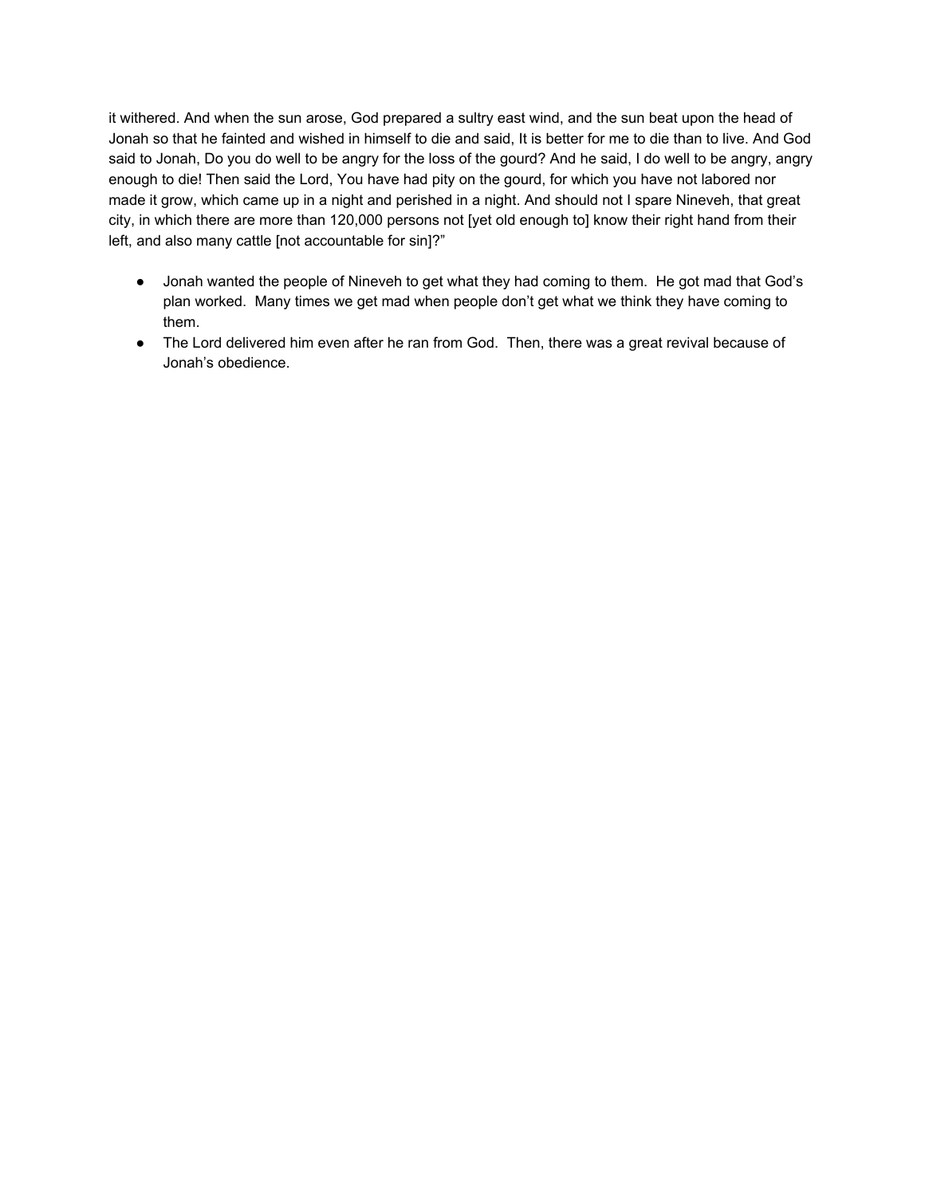it withered. And when the sun arose, God prepared a sultry east wind, and the sun beat upon the head of Jonah so that he fainted and wished in himself to die and said, It is better for me to die than to live. And God said to Jonah, Do you do well to be angry for the loss of the gourd? And he said, I do well to be angry, angry enough to die! Then said the Lord, You have had pity on the gourd, for which you have not labored nor made it grow, which came up in a night and perished in a night. And should not I spare Nineveh, that great city, in which there are more than 120,000 persons not [yet old enough to] know their right hand from their left, and also many cattle [not accountable for sin]?"

- Jonah wanted the people of Nineveh to get what they had coming to them. He got mad that God's plan worked. Many times we get mad when people don't get what we think they have coming to them.
- The Lord delivered him even after he ran from God. Then, there was a great revival because of Jonah's obedience.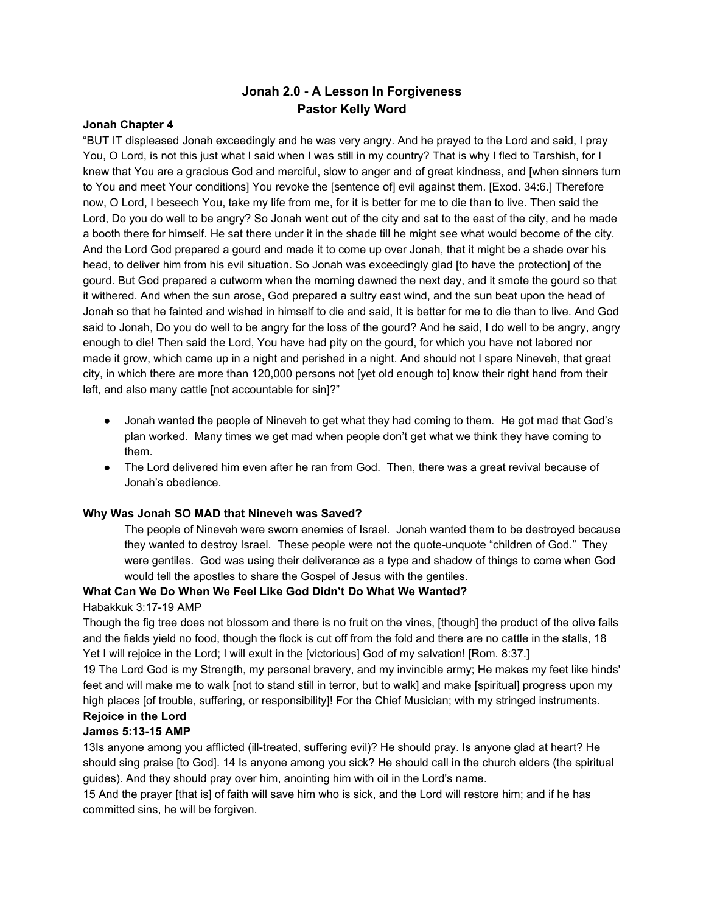# Jonah 2.0 - A Lesson In Forgiveness
# Pastor Kelly Word

**Jonah Chapter 4**

"BUT IT displeased Jonah exceedingly and he was very angry. And he prayed to the Lord and said, I pray You, O Lord, is not this just what I said when I was still in my country? That is why I fled to Tarshish, for I knew that You are a gracious God and merciful, slow to anger and of great kindness, and [when sinners turn to You and meet Your conditions] You revoke the [sentence of] evil against them. [Exod. 34:6.] Therefore now, O Lord, I beseech You, take my life from me, for it is better for me to die than to live. Then said the Lord, Do you do well to be angry? So Jonah went out of the city and sat to the east of the city, and he made a booth there for himself. He sat there under it in the shade till he might see what would become of the city. And the Lord God prepared a gourd and made it to come up over Jonah, that it might be a shade over his head, to deliver him from his evil situation. So Jonah was exceedingly glad [to have the protection] of the gourd. But God prepared a cutworm when the morning dawned the next day, and it smote the gourd so that it withered. And when the sun arose, God prepared a sultry east wind, and the sun beat upon the head of Jonah so that he fainted and wished in himself to die and said, It is better for me to die than to live. And God said to Jonah, Do you do well to be angry for the loss of the gourd? And he said, I do well to be angry, angry enough to die! Then said the Lord, You have had pity on the gourd, for which you have not labored nor made it grow, which came up in a night and perished in a night. And should not I spare Nineveh, that great city, in which there are more than 120,000 persons not [yet old enough to] know their right hand from their left, and also many cattle [not accountable for sin]?"

- Jonah wanted the people of Nineveh to get what they had coming to them. He got mad that God's plan worked. Many times we get mad when people don't get what we think they have coming to them.
- The Lord delivered him even after he ran from God. Then, there was a great revival because of Jonah's obedience.

**Why Was Jonah SO MAD that Nineveh was Saved?**

The people of Nineveh were sworn enemies of Israel. Jonah wanted them to be destroyed because they wanted to destroy Israel. These people were not the quote-unquote "children of God." They were gentiles. God was using their deliverance as a type and shadow of things to come when God would tell the apostles to share the Gospel of Jesus with the gentiles.

**What Can We Do When We Feel Like God Didn't Do What We Wanted?**

Habakkuk 3:17-19 AMP

Though the fig tree does not blossom and there is no fruit on the vines, [though] the product of the olive fails and the fields yield no food, though the flock is cut off from the fold and there are no cattle in the stalls, 18 Yet I will rejoice in the Lord; I will exult in the [victorious] God of my salvation! [Rom. 8:37.]

19 The Lord God is my Strength, my personal bravery, and my invincible army; He makes my feet like hinds' feet and will make me to walk [not to stand still in terror, but to walk] and make [spiritual] progress upon my high places [of trouble, suffering, or responsibility]! For the Chief Musician; with my stringed instruments.

**Rejoice in the Lord**

**James 5:13-15 AMP**

13Is anyone among you afflicted (ill-treated, suffering evil)? He should pray. Is anyone glad at heart? He should sing praise [to God]. 14 Is anyone among you sick? He should call in the church elders (the spiritual guides). And they should pray over him, anointing him with oil in the Lord's name.

15 And the prayer [that is] of faith will save him who is sick, and the Lord will restore him; and if he has committed sins, he will be forgiven.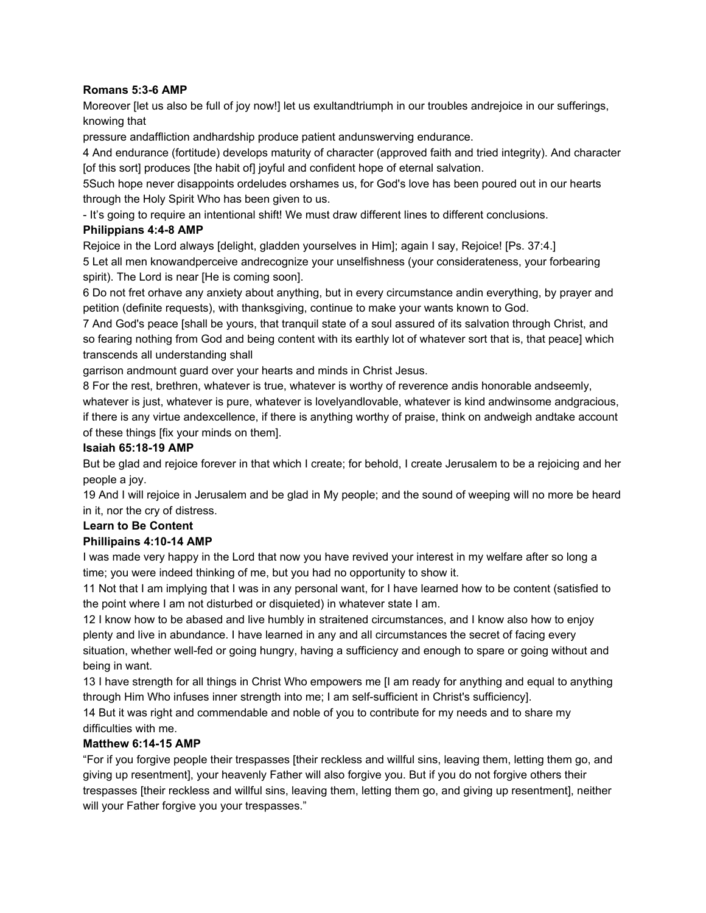**Romans 5:3-6 AMP**

Moreover [let us also be full of joy now!] let us exultandtriumph in our troubles andrejoice in our sufferings, knowing that

pressure andaffliction andhardship produce patient andunswerving endurance.

4 And endurance (fortitude) develops maturity of character (approved faith and tried integrity). And character [of this sort] produces [the habit of] joyful and confident hope of eternal salvation.

5Such hope never disappoints ordeludes orshames us, for God's love has been poured out in our hearts through the Holy Spirit Who has been given to us.

- It's going to require an intentional shift! We must draw different lines to different conclusions.

**Philippians 4:4-8 AMP**

Rejoice in the Lord always [delight, gladden yourselves in Him]; again I say, Rejoice! [Ps. 37:4.]

5 Let all men knowandperceive andrecognize your unselfishness (your considerateness, your forbearing spirit). The Lord is near [He is coming soon].

6 Do not fret orhave any anxiety about anything, but in every circumstance andin everything, by prayer and petition (definite requests), with thanksgiving, continue to make your wants known to God.

7 And God's peace [shall be yours, that tranquil state of a soul assured of its salvation through Christ, and so fearing nothing from God and being content with its earthly lot of whatever sort that is, that peace] which transcends all understanding shall

garrison andmount guard over your hearts and minds in Christ Jesus.

8 For the rest, brethren, whatever is true, whatever is worthy of reverence andis honorable andseemly, whatever is just, whatever is pure, whatever is lovelyandlovable, whatever is kind andwinsome andgracious, if there is any virtue andexcellence, if there is anything worthy of praise, think on andweigh andtake account of these things [fix your minds on them].

**Isaiah 65:18-19 AMP**

But be glad and rejoice forever in that which I create; for behold, I create Jerusalem to be a rejoicing and her people a joy.

19 And I will rejoice in Jerusalem and be glad in My people; and the sound of weeping will no more be heard in it, nor the cry of distress.

**Learn to Be Content**

**Phillipains 4:10-14 AMP**

I was made very happy in the Lord that now you have revived your interest in my welfare after so long a time; you were indeed thinking of me, but you had no opportunity to show it.

11 Not that I am implying that I was in any personal want, for I have learned how to be content (satisfied to the point where I am not disturbed or disquieted) in whatever state I am.

12 I know how to be abased and live humbly in straitened circumstances, and I know also how to enjoy plenty and live in abundance. I have learned in any and all circumstances the secret of facing every situation, whether well-fed or going hungry, having a sufficiency and enough to spare or going without and being in want.

13 I have strength for all things in Christ Who empowers me [I am ready for anything and equal to anything through Him Who infuses inner strength into me; I am self-sufficient in Christ's sufficiency].

14 But it was right and commendable and noble of you to contribute for my needs and to share my difficulties with me.

**Matthew 6:14-15 AMP**

"For if you forgive people their trespasses [their reckless and willful sins, leaving them, letting them go, and giving up resentment], your heavenly Father will also forgive you. But if you do not forgive others their trespasses [their reckless and willful sins, leaving them, letting them go, and giving up resentment], neither will your Father forgive you your trespasses."